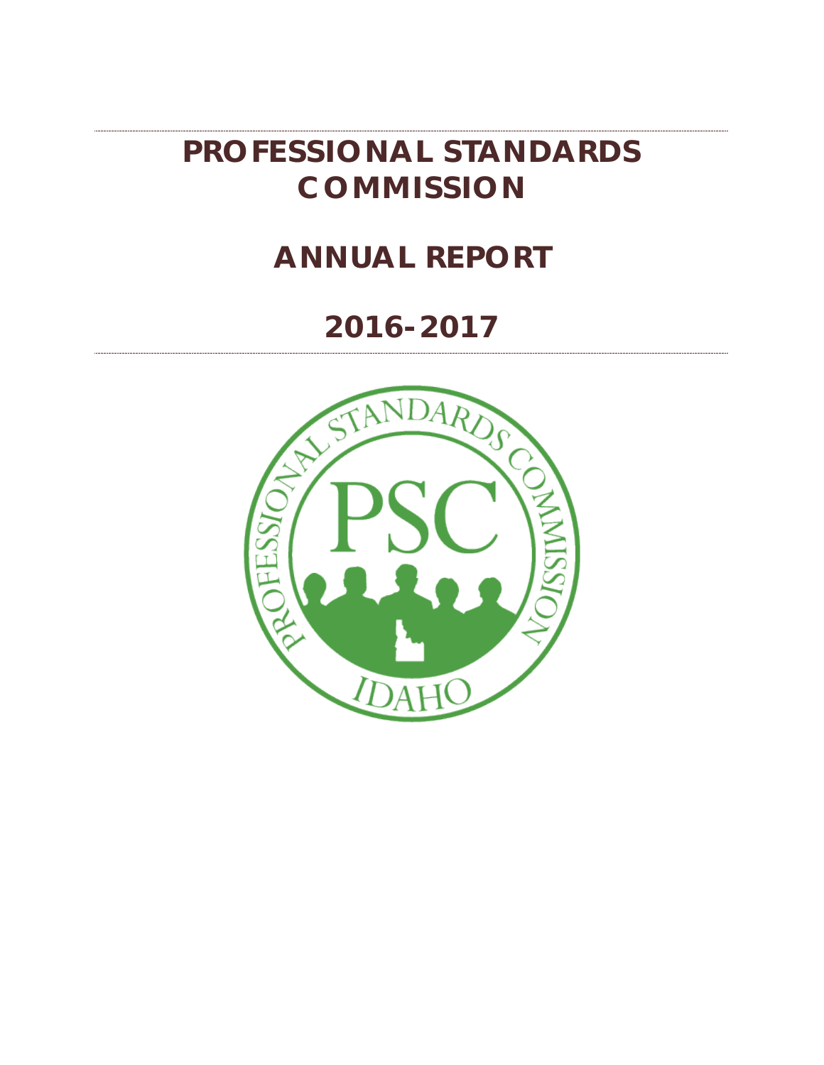# PROFESSIONAL STANDARDS COMMISSION

# ANNUAL REPORT

# 2016-2017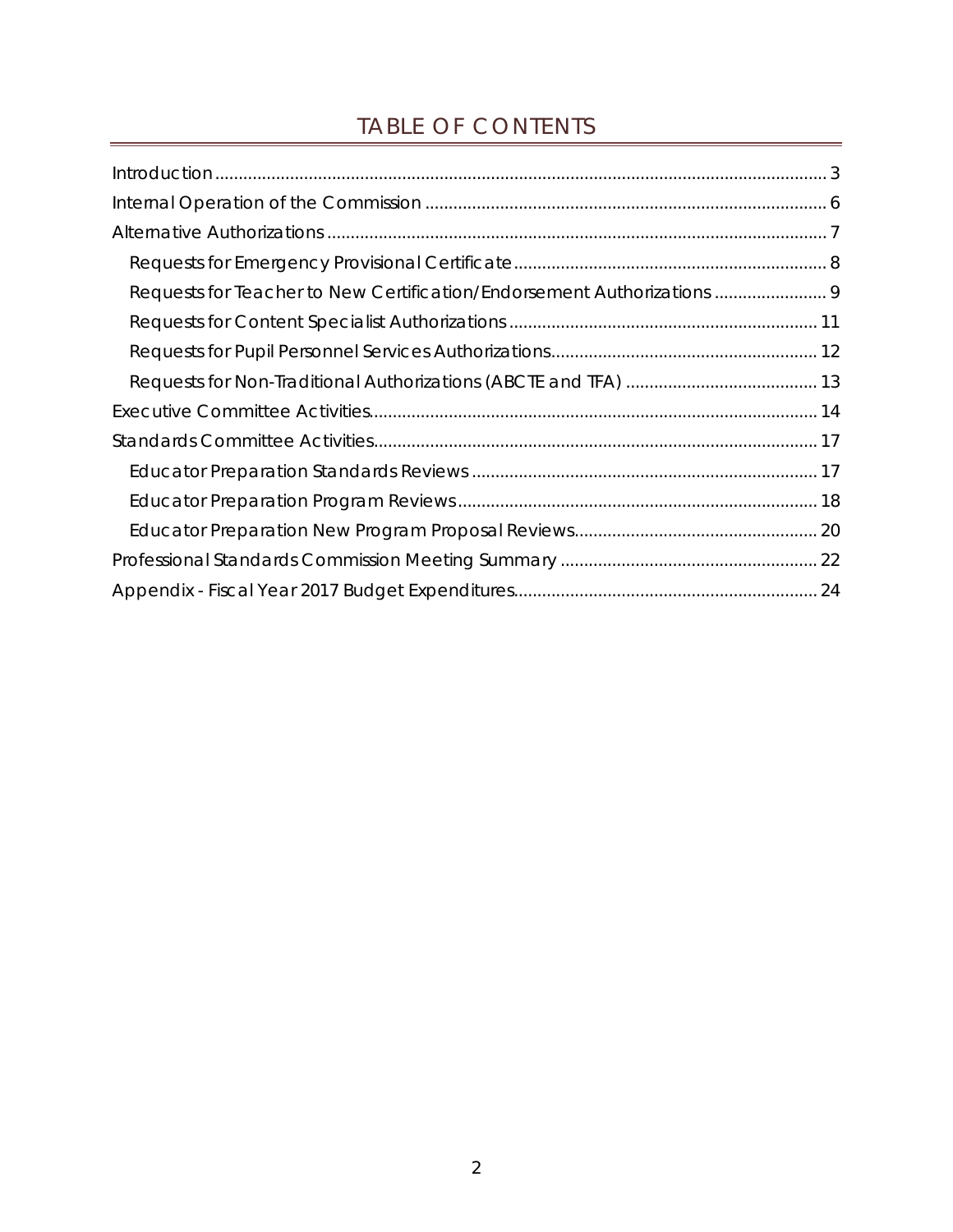# TABLE OF CONTENTS

Introduction .......... 3

Internal Operation of the Commission .......... 6

Alternative Authorizations .......... 7

- Requests for Emergency Provisional Certificate .......... 8
- Requests for Teacher to New Certification/Endorsement Authorizations .......... 9
- Requests for Content Specialist Authorizations .......... 11
- Requests for Pupil Personnel Services Authorizations .......... 12
- Requests for Non-Traditional Authorizations (ABCTE and TFA) .......... 13

Executive Committee Activities .......... 14

Standards Committee Activities .......... 17

- Educator Preparation Standards Reviews .......... 17
- Educator Preparation Program Reviews .......... 18
- Educator Preparation New Program Proposal Reviews .......... 20

Professional Standards Commission Meeting Summary .......... 22

Appendix - Fiscal Year 2017 Budget Expenditures .......... 24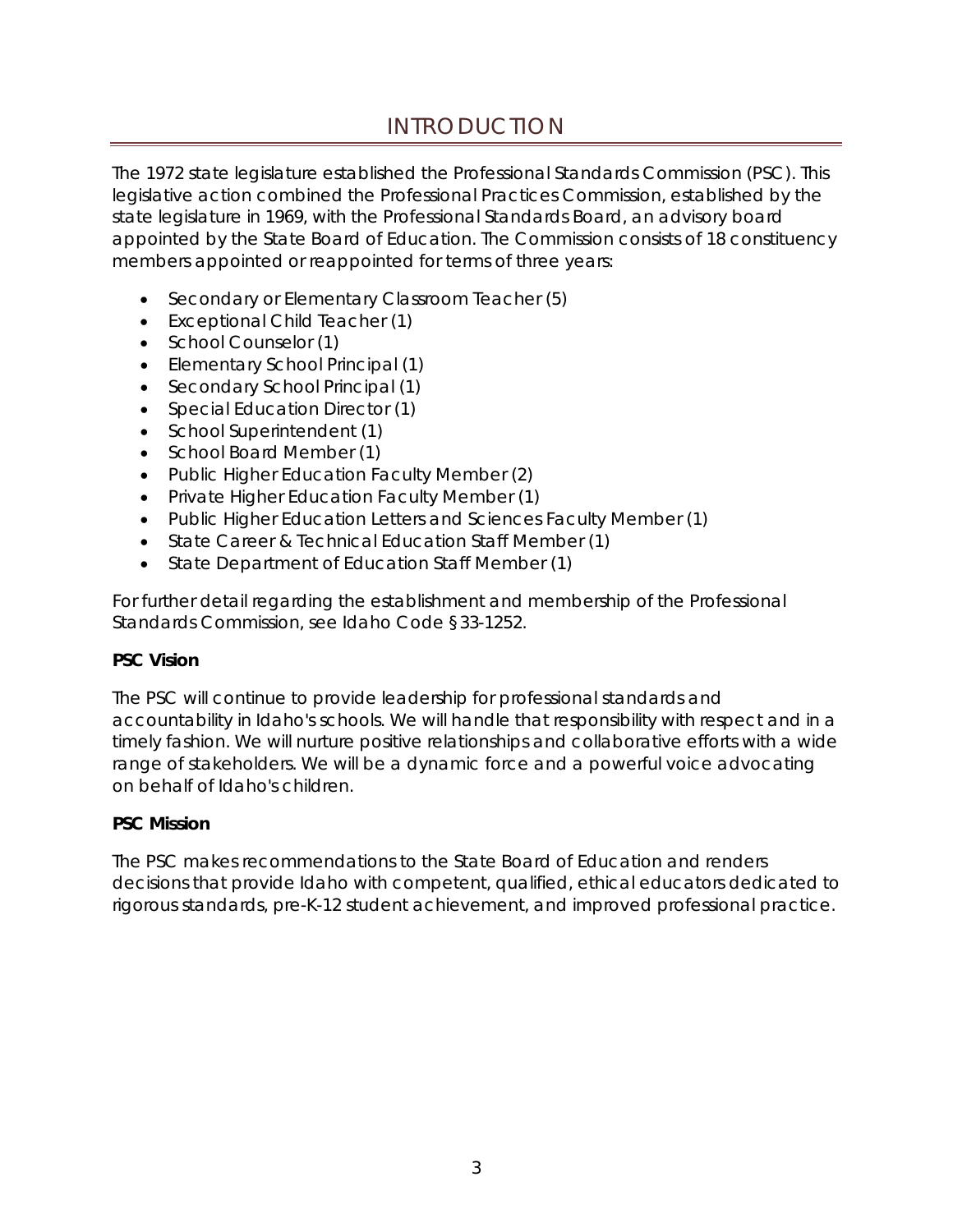# INTRODUCTION

The 1972 state legislature established the Professional Standards Commission (PSC). This legislative action combined the Professional Practices Commission, established by the state legislature in 1969, with the Professional Standards Board, an advisory board appointed by the State Board of Education. The Commission consists of 18 constituency members appointed or reappointed for terms of three years:

- Secondary or Elementary Classroom Teacher (5)
- Exceptional Child Teacher (1)
- School Counselor (1)
- Elementary School Principal (1)
- Secondary School Principal (1)
- Special Education Director (1)
- School Superintendent (1)
- School Board Member (1)
- Public Higher Education Faculty Member (2)
- Private Higher Education Faculty Member (1)
- Public Higher Education Letters and Sciences Faculty Member (1)
- State Career & Technical Education Staff Member (1)
- State Department of Education Staff Member (1)

For further detail regarding the establishment and membership of the Professional Standards Commission, see Idaho Code §33-1252.

**PSC Vision**

The PSC will continue to provide leadership for professional standards and accountability in Idaho's schools. We will handle that responsibility with respect and in a timely fashion. We will nurture positive relationships and collaborative efforts with a wide range of stakeholders. We will be a dynamic force and a powerful voice advocating on behalf of Idaho's children.

**PSC Mission**

The PSC makes recommendations to the State Board of Education and renders decisions that provide Idaho with competent, qualified, ethical educators dedicated to rigorous standards, pre-K-12 student achievement, and improved professional practice.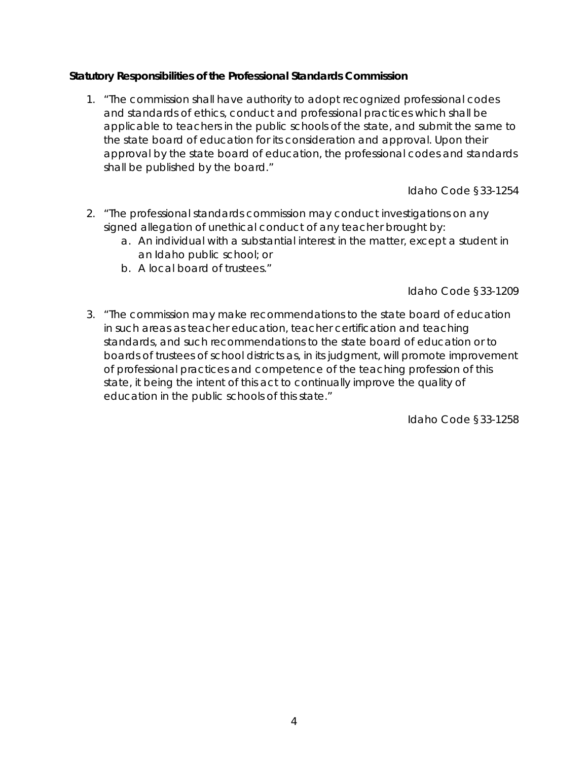**Statutory Responsibilities of the Professional Standards Commission**

1. "The commission shall have authority to adopt recognized professional codes and standards of ethics, conduct and professional practices which shall be applicable to teachers in the public schools of the state, and submit the same to the state board of education for its consideration and approval. Upon their approval by the state board of education, the professional codes and standards shall be published by the board."

   Idaho Code §33-1254

2. "The professional standards commission may conduct investigations on any signed allegation of unethical conduct of any teacher brought by:
   a. An individual with a substantial interest in the matter, except a student in an Idaho public school; or
   b. A local board of trustees."

   Idaho Code §33-1209

3. "The commission may make recommendations to the state board of education in such areas as teacher education, teacher certification and teaching standards, and such recommendations to the state board of education or to boards of trustees of school districts as, in its judgment, will promote improvement of professional practices and competence of the teaching profession of this state, it being the intent of this act to continually improve the quality of education in the public schools of this state."

   Idaho Code §33-1258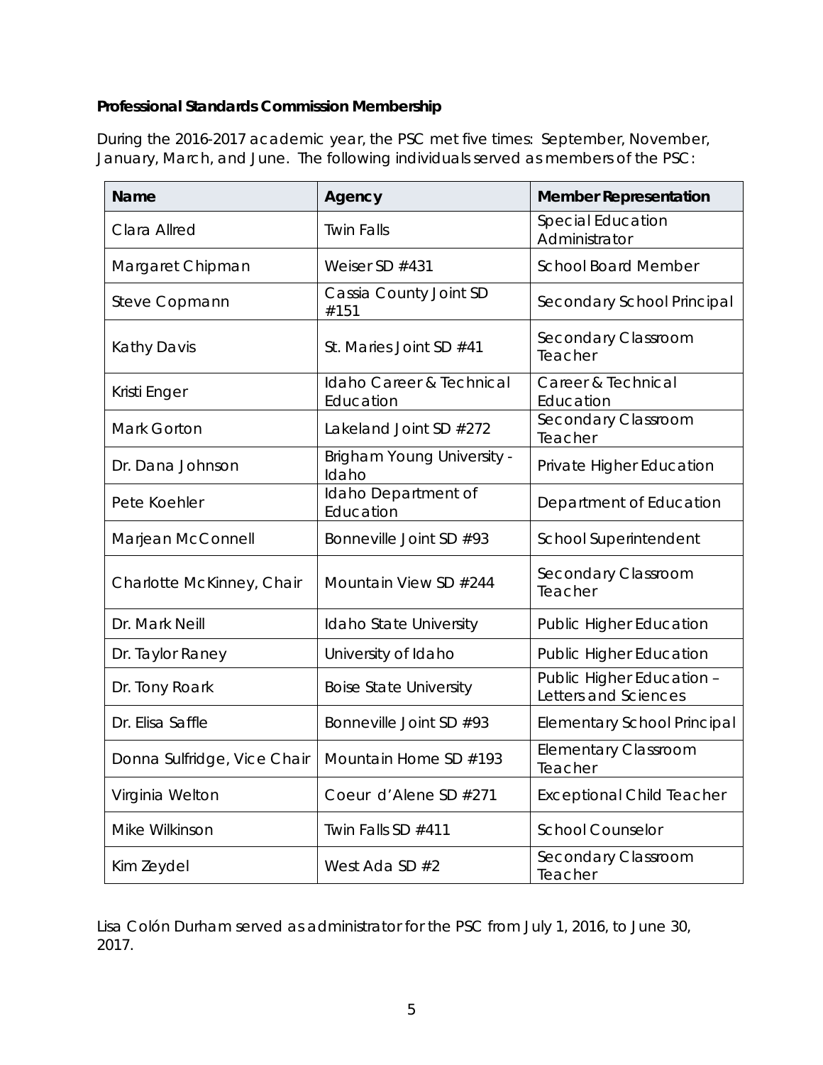**Professional Standards Commission Membership**

During the 2016-2017 academic year, the PSC met five times: September, November, January, March, and June. The following individuals served as members of the PSC:

| Name | Agency | Member Representation |
|---|---|---|
| Clara Allred | Twin Falls | Special Education Administrator |
| Margaret Chipman | Weiser SD #431 | School Board Member |
| Steve Copmann | Cassia County Joint SD #151 | Secondary School Principal |
| Kathy Davis | St. Maries Joint SD #41 | Secondary Classroom Teacher |
| Kristi Enger | Idaho Career & Technical Education | Career & Technical Education |
| Mark Gorton | Lakeland Joint SD #272 | Secondary Classroom Teacher |
| Dr. Dana Johnson | Brigham Young University - Idaho | Private Higher Education |
| Pete Koehler | Idaho Department of Education | Department of Education |
| Marjean McConnell | Bonneville Joint SD #93 | School Superintendent |
| Charlotte McKinney, Chair | Mountain View SD #244 | Secondary Classroom Teacher |
| Dr. Mark Neill | Idaho State University | Public Higher Education |
| Dr. Taylor Raney | University of Idaho | Public Higher Education |
| Dr. Tony Roark | Boise State University | Public Higher Education – Letters and Sciences |
| Dr. Elisa Saffle | Bonneville Joint SD #93 | Elementary School Principal |
| Donna Sulfridge, Vice Chair | Mountain Home SD #193 | Elementary Classroom Teacher |
| Virginia Welton | Coeur d'Alene SD #271 | Exceptional Child Teacher |
| Mike Wilkinson | Twin Falls SD #411 | School Counselor |
| Kim Zeydel | West Ada SD #2 | Secondary Classroom Teacher |

Lisa Colón Durham served as administrator for the PSC from July 1, 2016, to June 30, 2017.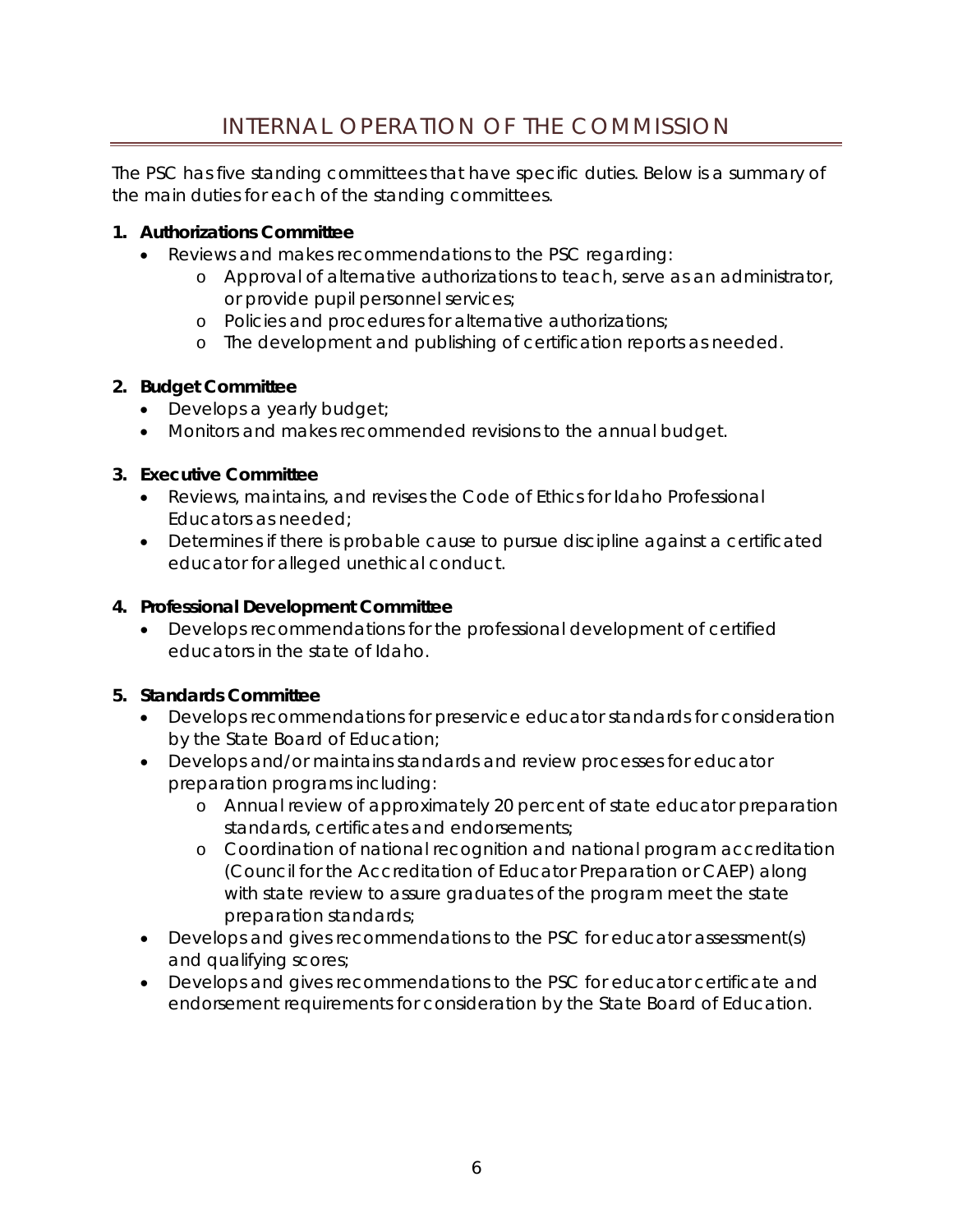# INTERNAL OPERATION OF THE COMMISSION

The PSC has five standing committees that have specific duties. Below is a summary of the main duties for each of the standing committees.

1. **Authorizations Committee**
   - Reviews and makes recommendations to the PSC regarding:
     - Approval of alternative authorizations to teach, serve as an administrator, or provide pupil personnel services;
     - Policies and procedures for alternative authorizations;
     - The development and publishing of certification reports as needed.

2. **Budget Committee**
   - Develops a yearly budget;
   - Monitors and makes recommended revisions to the annual budget.

3. **Executive Committee**
   - Reviews, maintains, and revises the Code of Ethics for Idaho Professional Educators as needed;
   - Determines if there is probable cause to pursue discipline against a certificated educator for alleged unethical conduct.

4. **Professional Development Committee**
   - Develops recommendations for the professional development of certified educators in the state of Idaho.

5. **Standards Committee**
   - Develops recommendations for preservice educator standards for consideration by the State Board of Education;
   - Develops and/or maintains standards and review processes for educator preparation programs including:
     - Annual review of approximately 20 percent of state educator preparation standards, certificates and endorsements;
     - Coordination of national recognition and national program accreditation (Council for the Accreditation of Educator Preparation or CAEP) along with state review to assure graduates of the program meet the state preparation standards;
   - Develops and gives recommendations to the PSC for educator assessment(s) and qualifying scores;
   - Develops and gives recommendations to the PSC for educator certificate and endorsement requirements for consideration by the State Board of Education.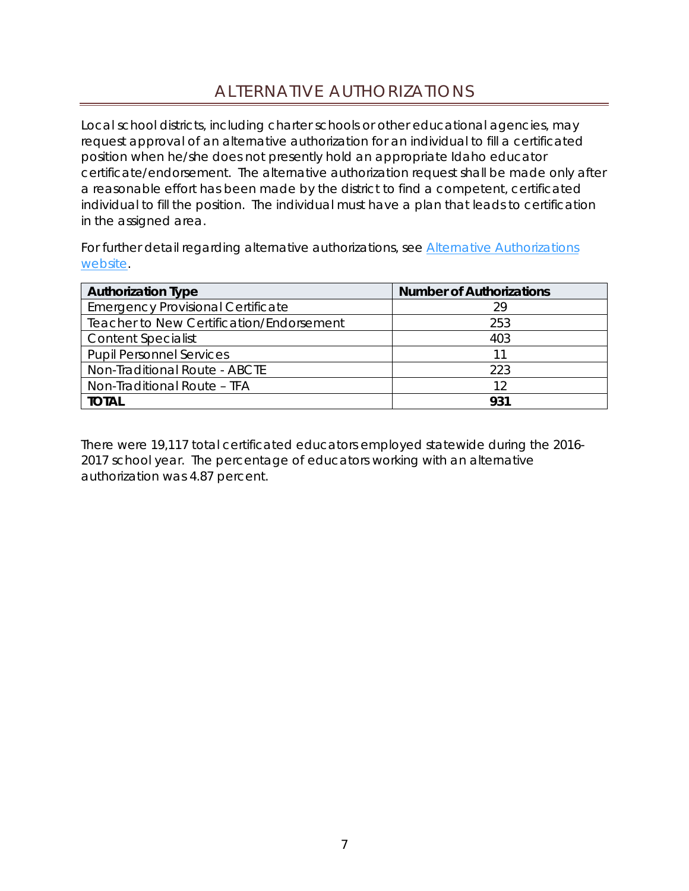# ALTERNATIVE AUTHORIZATIONS

Local school districts, including charter schools or other educational agencies, may request approval of an alternative authorization for an individual to fill a certificated position when he/she does not presently hold an appropriate Idaho educator certificate/endorsement. The alternative authorization request shall be made only after a reasonable effort has been made by the district to find a competent, certificated individual to fill the position. The individual must have a plan that leads to certification in the assigned area.

For further detail regarding alternative authorizations, see [Alternative Authorizations website](#).

| Authorization Type | Number of Authorizations |
|---|---|
| Emergency Provisional Certificate | 29 |
| Teacher to New Certification/Endorsement | 253 |
| Content Specialist | 403 |
| Pupil Personnel Services | 11 |
| Non-Traditional Route - ABCTE | 223 |
| Non-Traditional Route – TFA | 12 |
| **TOTAL** | **931** |

There were 19,117 total certificated educators employed statewide during the 2016-2017 school year. The percentage of educators working with an alternative authorization was 4.87 percent.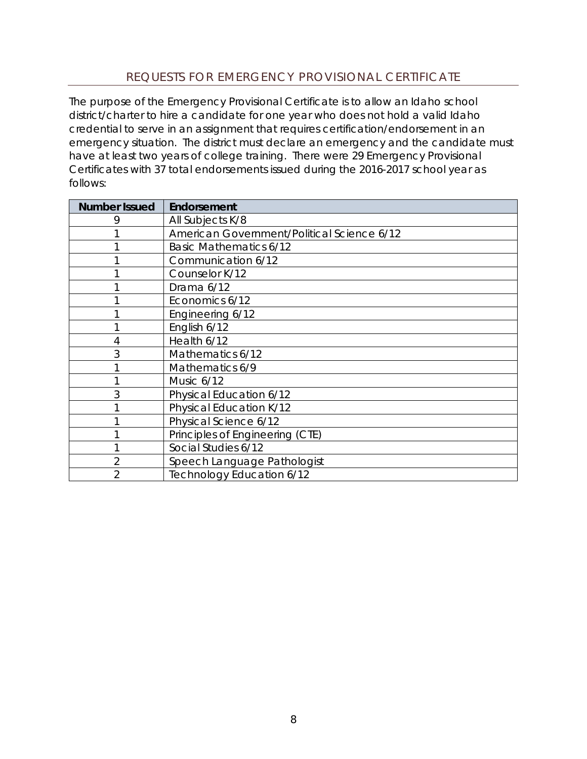## REQUESTS FOR EMERGENCY PROVISIONAL CERTIFICATE

The purpose of the Emergency Provisional Certificate is to allow an Idaho school district/charter to hire a candidate for one year who does not hold a valid Idaho credential to serve in an assignment that requires certification/endorsement in an emergency situation. The district must declare an emergency and the candidate must have at least two years of college training. There were 29 Emergency Provisional Certificates with 37 total endorsements issued during the 2016-2017 school year as follows:

| Number Issued | Endorsement |
| --- | --- |
| 9 | All Subjects K/8 |
| 1 | American Government/Political Science 6/12 |
| 1 | Basic Mathematics 6/12 |
| 1 | Communication 6/12 |
| 1 | Counselor K/12 |
| 1 | Drama 6/12 |
| 1 | Economics 6/12 |
| 1 | Engineering 6/12 |
| 1 | English 6/12 |
| 4 | Health 6/12 |
| 3 | Mathematics 6/12 |
| 1 | Mathematics 6/9 |
| 1 | Music 6/12 |
| 3 | Physical Education 6/12 |
| 1 | Physical Education K/12 |
| 1 | Physical Science 6/12 |
| 1 | Principles of Engineering (CTE) |
| 1 | Social Studies 6/12 |
| 2 | Speech Language Pathologist |
| 2 | Technology Education 6/12 |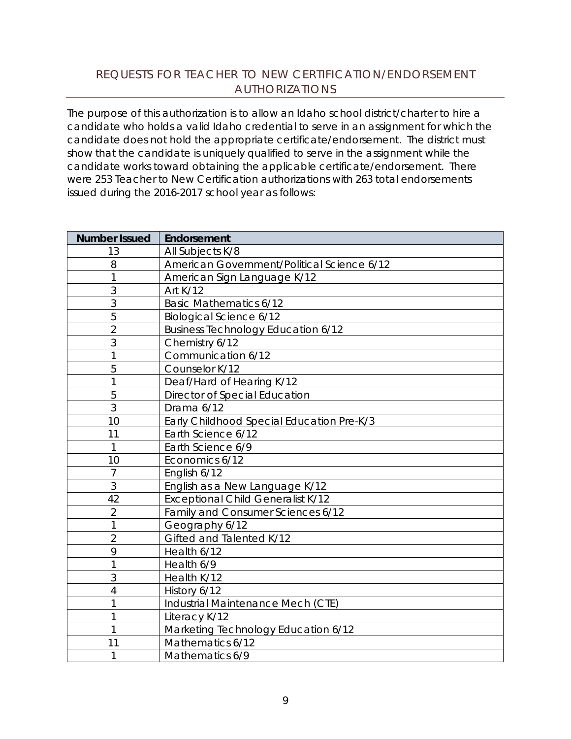## REQUESTS FOR TEACHER TO NEW CERTIFICATION/ENDORSEMENT AUTHORIZATIONS

The purpose of this authorization is to allow an Idaho school district/charter to hire a candidate who holds a valid Idaho credential to serve in an assignment for which the candidate does not hold the appropriate certificate/endorsement. The district must show that the candidate is uniquely qualified to serve in the assignment while the candidate works toward obtaining the applicable certificate/endorsement. There were 253 Teacher to New Certification authorizations with 263 total endorsements issued during the 2016-2017 school year as follows:

| Number Issued | Endorsement |
|---|---|
| 13 | All Subjects K/8 |
| 8 | American Government/Political Science 6/12 |
| 1 | American Sign Language K/12 |
| 3 | Art K/12 |
| 3 | Basic Mathematics 6/12 |
| 5 | Biological Science 6/12 |
| 2 | Business Technology Education 6/12 |
| 3 | Chemistry 6/12 |
| 1 | Communication 6/12 |
| 5 | Counselor K/12 |
| 1 | Deaf/Hard of Hearing K/12 |
| 5 | Director of Special Education |
| 3 | Drama 6/12 |
| 10 | Early Childhood Special Education Pre-K/3 |
| 11 | Earth Science 6/12 |
| 1 | Earth Science 6/9 |
| 10 | Economics 6/12 |
| 7 | English 6/12 |
| 3 | English as a New Language K/12 |
| 42 | Exceptional Child Generalist K/12 |
| 2 | Family and Consumer Sciences 6/12 |
| 1 | Geography 6/12 |
| 2 | Gifted and Talented K/12 |
| 9 | Health 6/12 |
| 1 | Health 6/9 |
| 3 | Health K/12 |
| 4 | History 6/12 |
| 1 | Industrial Maintenance Mech (CTE) |
| 1 | Literacy K/12 |
| 1 | Marketing Technology Education 6/12 |
| 11 | Mathematics 6/12 |
| 1 | Mathematics 6/9 |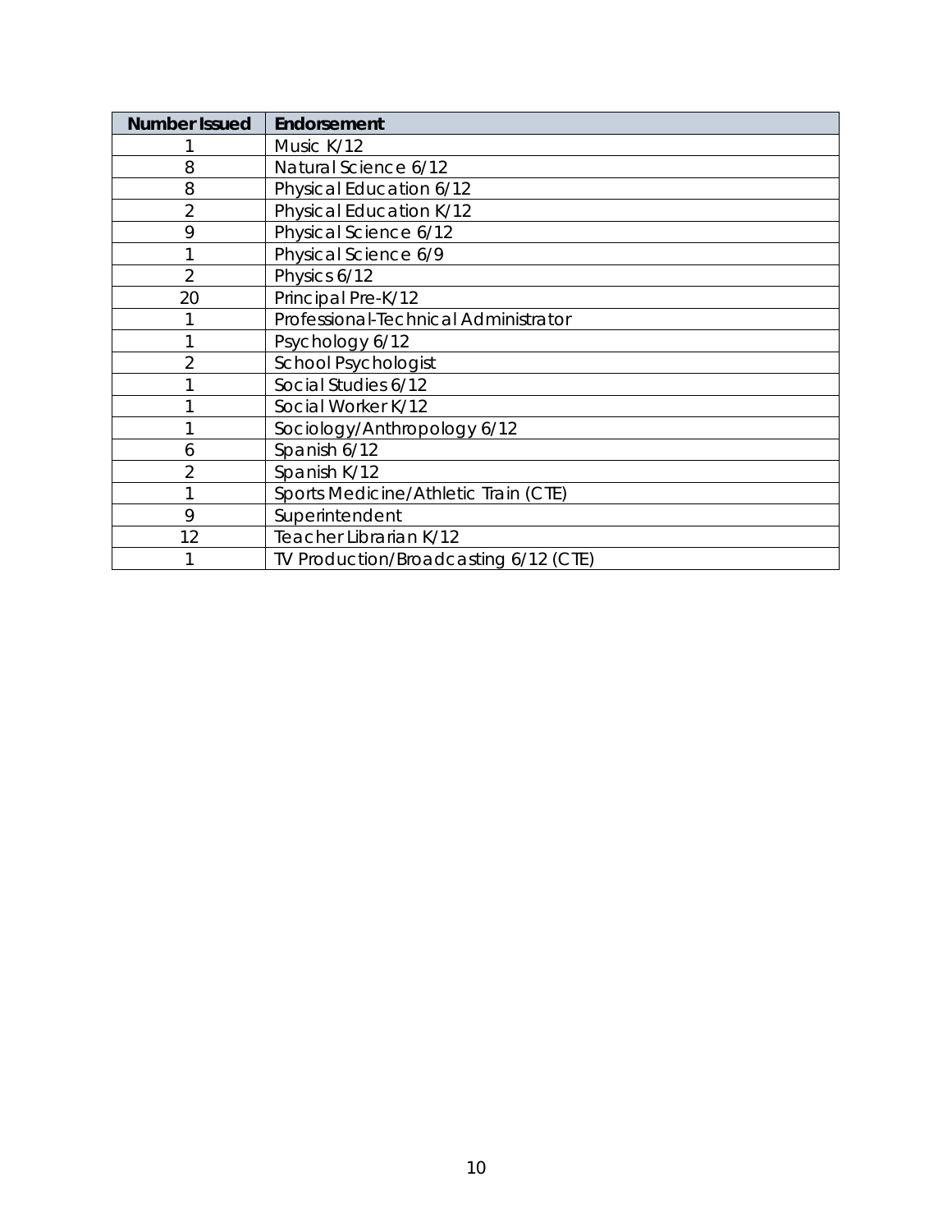| Number Issued | Endorsement |
| --- | --- |
| 1 | Music K/12 |
| 8 | Natural Science 6/12 |
| 8 | Physical Education 6/12 |
| 2 | Physical Education K/12 |
| 9 | Physical Science 6/12 |
| 1 | Physical Science 6/9 |
| 2 | Physics 6/12 |
| 20 | Principal Pre-K/12 |
| 1 | Professional-Technical Administrator |
| 1 | Psychology 6/12 |
| 2 | School Psychologist |
| 1 | Social Studies 6/12 |
| 1 | Social Worker K/12 |
| 1 | Sociology/Anthropology 6/12 |
| 6 | Spanish 6/12 |
| 2 | Spanish K/12 |
| 1 | Sports Medicine/Athletic Train (CTE) |
| 9 | Superintendent |
| 12 | Teacher Librarian K/12 |
| 1 | TV Production/Broadcasting 6/12 (CTE) |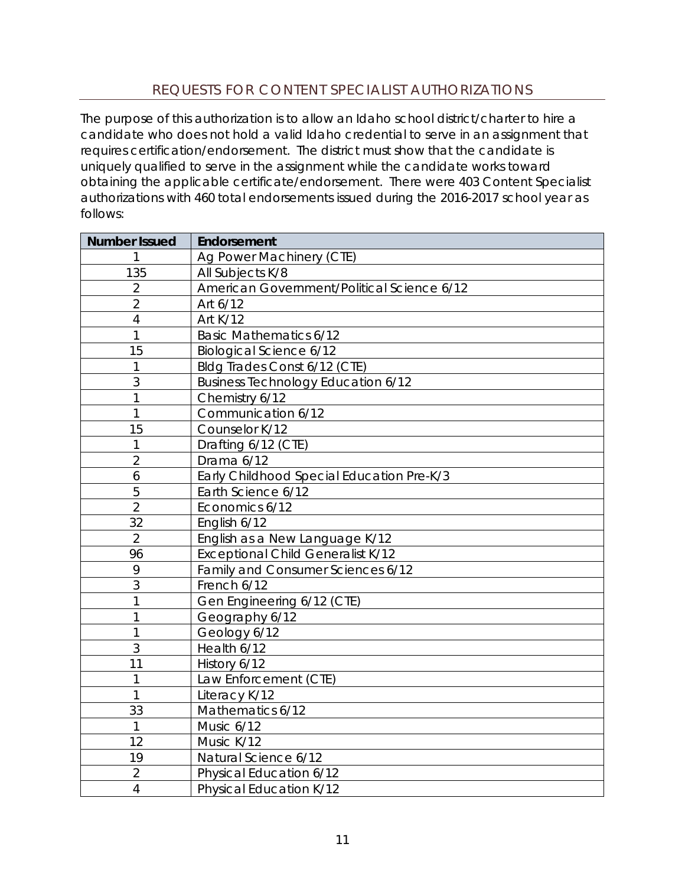## REQUESTS FOR CONTENT SPECIALIST AUTHORIZATIONS

The purpose of this authorization is to allow an Idaho school district/charter to hire a candidate who does not hold a valid Idaho credential to serve in an assignment that requires certification/endorsement. The district must show that the candidate is uniquely qualified to serve in the assignment while the candidate works toward obtaining the applicable certificate/endorsement. There were 403 Content Specialist authorizations with 460 total endorsements issued during the 2016-2017 school year as follows:

| Number Issued | Endorsement |
|---|---|
| 1 | Ag Power Machinery (CTE) |
| 135 | All Subjects K/8 |
| 2 | American Government/Political Science 6/12 |
| 2 | Art 6/12 |
| 4 | Art K/12 |
| 1 | Basic Mathematics 6/12 |
| 15 | Biological Science 6/12 |
| 1 | Bldg Trades Const 6/12 (CTE) |
| 3 | Business Technology Education 6/12 |
| 1 | Chemistry 6/12 |
| 1 | Communication 6/12 |
| 15 | Counselor K/12 |
| 1 | Drafting 6/12 (CTE) |
| 2 | Drama 6/12 |
| 6 | Early Childhood Special Education Pre-K/3 |
| 5 | Earth Science 6/12 |
| 2 | Economics 6/12 |
| 32 | English 6/12 |
| 2 | English as a New Language K/12 |
| 96 | Exceptional Child Generalist K/12 |
| 9 | Family and Consumer Sciences 6/12 |
| 3 | French 6/12 |
| 1 | Gen Engineering 6/12 (CTE) |
| 1 | Geography 6/12 |
| 1 | Geology 6/12 |
| 3 | Health 6/12 |
| 11 | History 6/12 |
| 1 | Law Enforcement (CTE) |
| 1 | Literacy K/12 |
| 33 | Mathematics 6/12 |
| 1 | Music 6/12 |
| 12 | Music K/12 |
| 19 | Natural Science 6/12 |
| 2 | Physical Education 6/12 |
| 4 | Physical Education K/12 |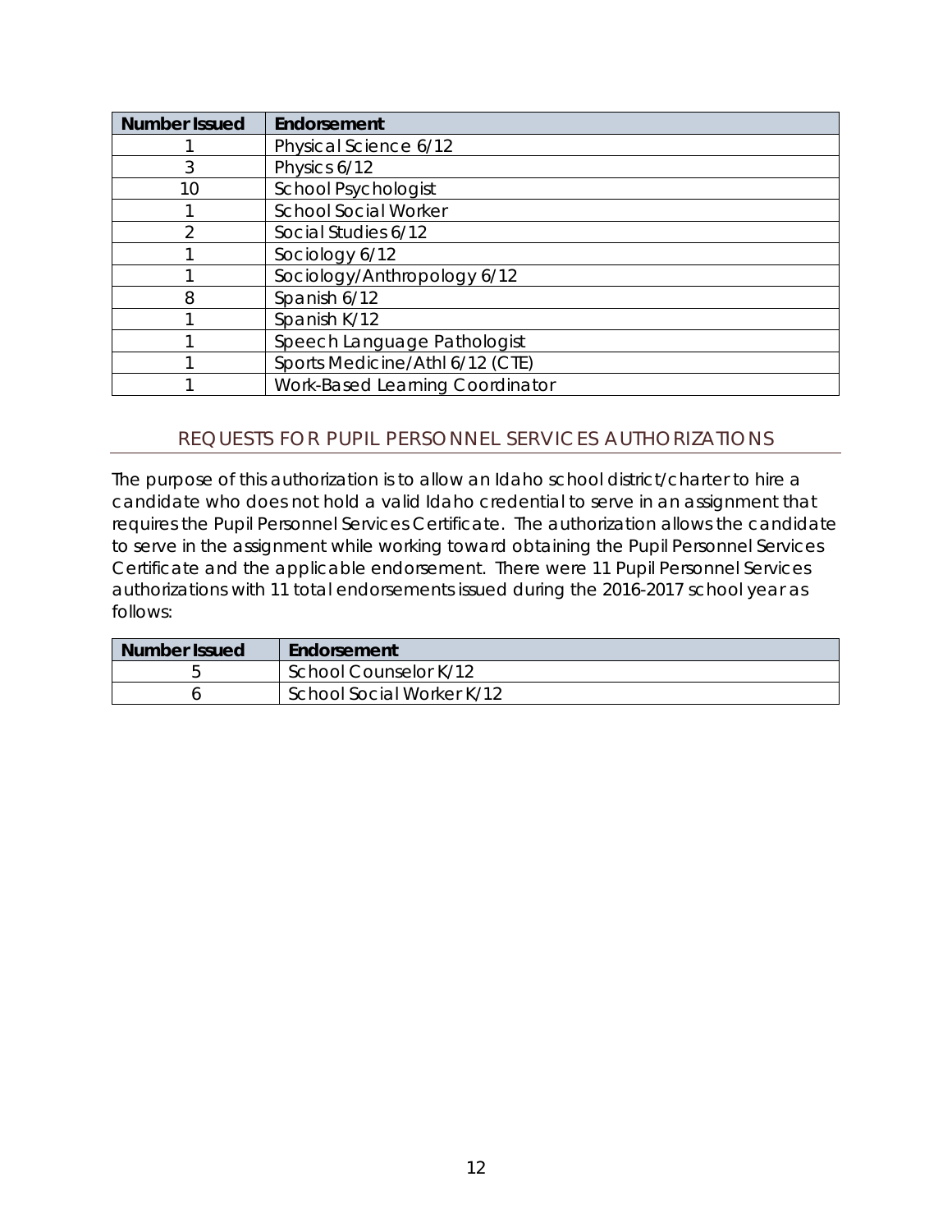| Number Issued | Endorsement |
|---|---|
| 1 | Physical Science 6/12 |
| 3 | Physics 6/12 |
| 10 | School Psychologist |
| 1 | School Social Worker |
| 2 | Social Studies 6/12 |
| 1 | Sociology 6/12 |
| 1 | Sociology/Anthropology 6/12 |
| 8 | Spanish 6/12 |
| 1 | Spanish K/12 |
| 1 | Speech Language Pathologist |
| 1 | Sports Medicine/Athl 6/12 (CTE) |
| 1 | Work-Based Learning Coordinator |

## REQUESTS FOR PUPIL PERSONNEL SERVICES AUTHORIZATIONS

The purpose of this authorization is to allow an Idaho school district/charter to hire a candidate who does not hold a valid Idaho credential to serve in an assignment that requires the Pupil Personnel Services Certificate. The authorization allows the candidate to serve in the assignment while working toward obtaining the Pupil Personnel Services Certificate and the applicable endorsement. There were 11 Pupil Personnel Services authorizations with 11 total endorsements issued during the 2016-2017 school year as follows:

| Number Issued | Endorsement |
|---|---|
| 5 | School Counselor K/12 |
| 6 | School Social Worker K/12 |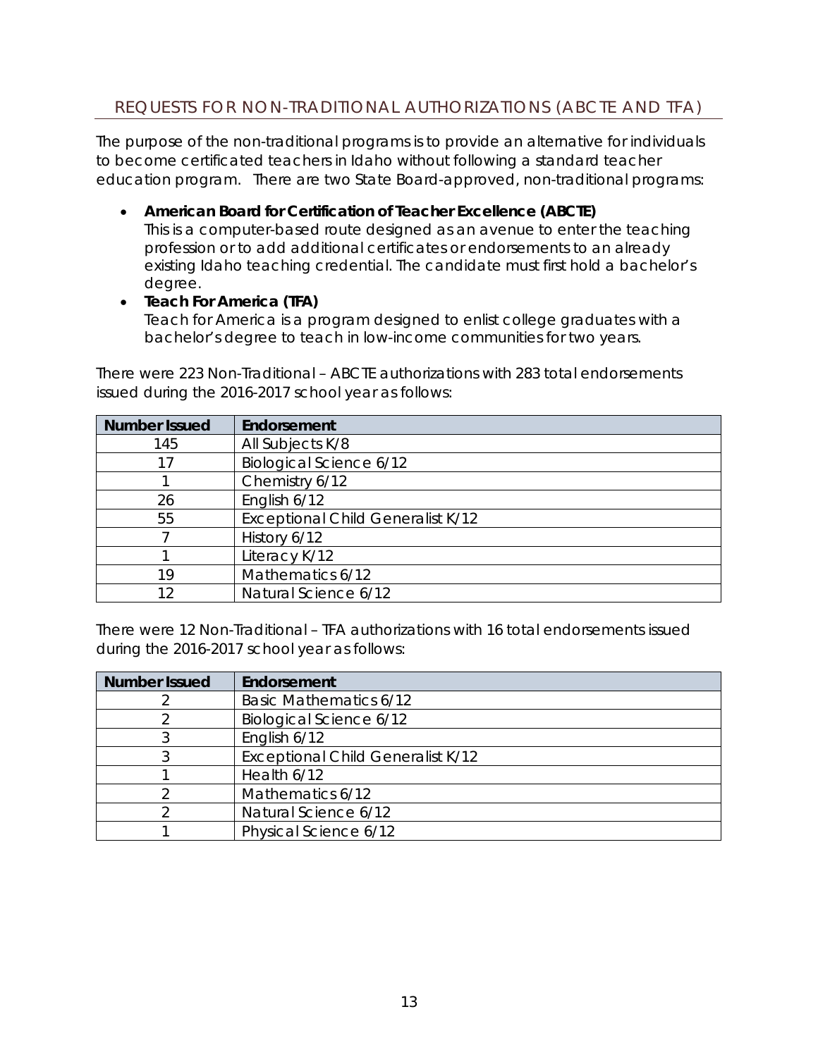## REQUESTS FOR NON-TRADITIONAL AUTHORIZATIONS (ABCTE AND TFA)

The purpose of the non-traditional programs is to provide an alternative for individuals to become certificated teachers in Idaho without following a standard teacher education program. There are two State Board-approved, non-traditional programs:

- **American Board for Certification of Teacher Excellence (ABCTE)**
  This is a computer-based route designed as an avenue to enter the teaching profession or to add additional certificates or endorsements to an already existing Idaho teaching credential. The candidate must first hold a bachelor's degree.
- **Teach For America (TFA)**
  Teach for America is a program designed to enlist college graduates with a bachelor's degree to teach in low-income communities for two years.

There were 223 Non-Traditional – ABCTE authorizations with 283 total endorsements issued during the 2016-2017 school year as follows:

| Number Issued | Endorsement |
|---|---|
| 145 | All Subjects K/8 |
| 17 | Biological Science 6/12 |
| 1 | Chemistry 6/12 |
| 26 | English 6/12 |
| 55 | Exceptional Child Generalist K/12 |
| 7 | History 6/12 |
| 1 | Literacy K/12 |
| 19 | Mathematics 6/12 |
| 12 | Natural Science 6/12 |

There were 12 Non-Traditional – TFA authorizations with 16 total endorsements issued during the 2016-2017 school year as follows:

| Number Issued | Endorsement |
|---|---|
| 2 | Basic Mathematics 6/12 |
| 2 | Biological Science 6/12 |
| 3 | English 6/12 |
| 3 | Exceptional Child Generalist K/12 |
| 1 | Health 6/12 |
| 2 | Mathematics 6/12 |
| 2 | Natural Science 6/12 |
| 1 | Physical Science 6/12 |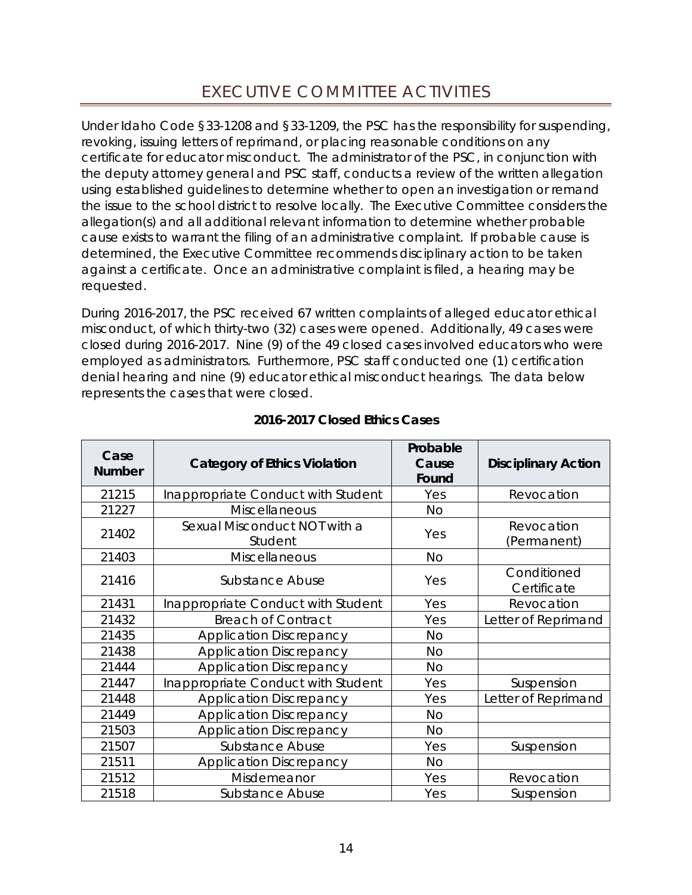# EXECUTIVE COMMITTEE ACTIVITIES

Under Idaho Code §33-1208 and §33-1209, the PSC has the responsibility for suspending, revoking, issuing letters of reprimand, or placing reasonable conditions on any certificate for educator misconduct. The administrator of the PSC, in conjunction with the deputy attorney general and PSC staff, conducts a review of the written allegation using established guidelines to determine whether to open an investigation or remand the issue to the school district to resolve locally. The Executive Committee considers the allegation(s) and all additional relevant information to determine whether probable cause exists to warrant the filing of an administrative complaint. If probable cause is determined, the Executive Committee recommends disciplinary action to be taken against a certificate. Once an administrative complaint is filed, a hearing may be requested.

During 2016-2017, the PSC received 67 written complaints of alleged educator ethical misconduct, of which thirty-two (32) cases were opened. Additionally, 49 cases were closed during 2016-2017. Nine (9) of the 49 closed cases involved educators who were employed as administrators. Furthermore, PSC staff conducted one (1) certification denial hearing and nine (9) educator ethical misconduct hearings. The data below represents the cases that were closed.

**2016-2017 Closed Ethics Cases**

| Case Number | Category of Ethics Violation | Probable Cause Found | Disciplinary Action |
|---|---|---|---|
| 21215 | Inappropriate Conduct with Student | Yes | Revocation |
| 21227 | Miscellaneous | No | |
| 21402 | Sexual Misconduct NOT with a Student | Yes | Revocation (Permanent) |
| 21403 | Miscellaneous | No | |
| 21416 | Substance Abuse | Yes | Conditioned Certificate |
| 21431 | Inappropriate Conduct with Student | Yes | Revocation |
| 21432 | Breach of Contract | Yes | Letter of Reprimand |
| 21435 | Application Discrepancy | No | |
| 21438 | Application Discrepancy | No | |
| 21444 | Application Discrepancy | No | |
| 21447 | Inappropriate Conduct with Student | Yes | Suspension |
| 21448 | Application Discrepancy | Yes | Letter of Reprimand |
| 21449 | Application Discrepancy | No | |
| 21503 | Application Discrepancy | No | |
| 21507 | Substance Abuse | Yes | Suspension |
| 21511 | Application Discrepancy | No | |
| 21512 | Misdemeanor | Yes | Revocation |
| 21518 | Substance Abuse | Yes | Suspension |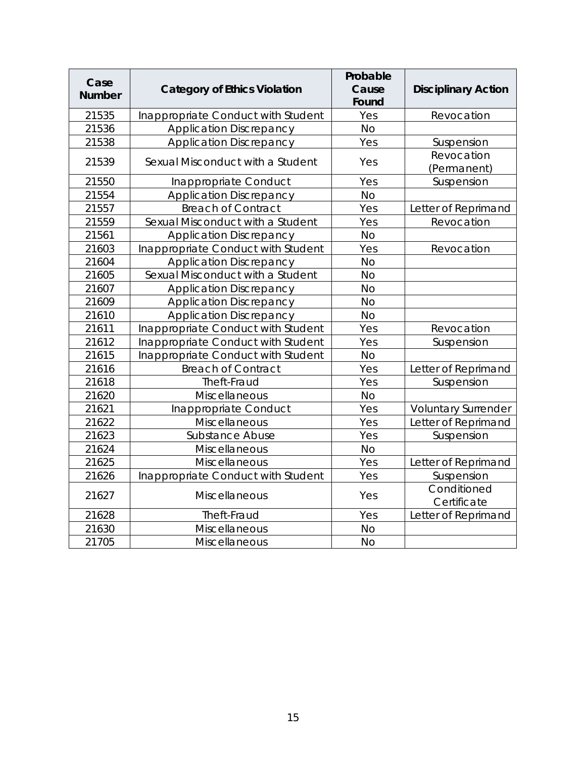| Case Number | Category of Ethics Violation | Probable Cause Found | Disciplinary Action |
|---|---|---|---|
| 21535 | Inappropriate Conduct with Student | Yes | Revocation |
| 21536 | Application Discrepancy | No | |
| 21538 | Application Discrepancy | Yes | Suspension |
| 21539 | Sexual Misconduct with a Student | Yes | Revocation (Permanent) |
| 21550 | Inappropriate Conduct | Yes | Suspension |
| 21554 | Application Discrepancy | No | |
| 21557 | Breach of Contract | Yes | Letter of Reprimand |
| 21559 | Sexual Misconduct with a Student | Yes | Revocation |
| 21561 | Application Discrepancy | No | |
| 21603 | Inappropriate Conduct with Student | Yes | Revocation |
| 21604 | Application Discrepancy | No | |
| 21605 | Sexual Misconduct with a Student | No | |
| 21607 | Application Discrepancy | No | |
| 21609 | Application Discrepancy | No | |
| 21610 | Application Discrepancy | No | |
| 21611 | Inappropriate Conduct with Student | Yes | Revocation |
| 21612 | Inappropriate Conduct with Student | Yes | Suspension |
| 21615 | Inappropriate Conduct with Student | No | |
| 21616 | Breach of Contract | Yes | Letter of Reprimand |
| 21618 | Theft-Fraud | Yes | Suspension |
| 21620 | Miscellaneous | No | |
| 21621 | Inappropriate Conduct | Yes | Voluntary Surrender |
| 21622 | Miscellaneous | Yes | Letter of Reprimand |
| 21623 | Substance Abuse | Yes | Suspension |
| 21624 | Miscellaneous | No | |
| 21625 | Miscellaneous | Yes | Letter of Reprimand |
| 21626 | Inappropriate Conduct with Student | Yes | Suspension |
| 21627 | Miscellaneous | Yes | Conditioned Certificate |
| 21628 | Theft-Fraud | Yes | Letter of Reprimand |
| 21630 | Miscellaneous | No | |
| 21705 | Miscellaneous | No | |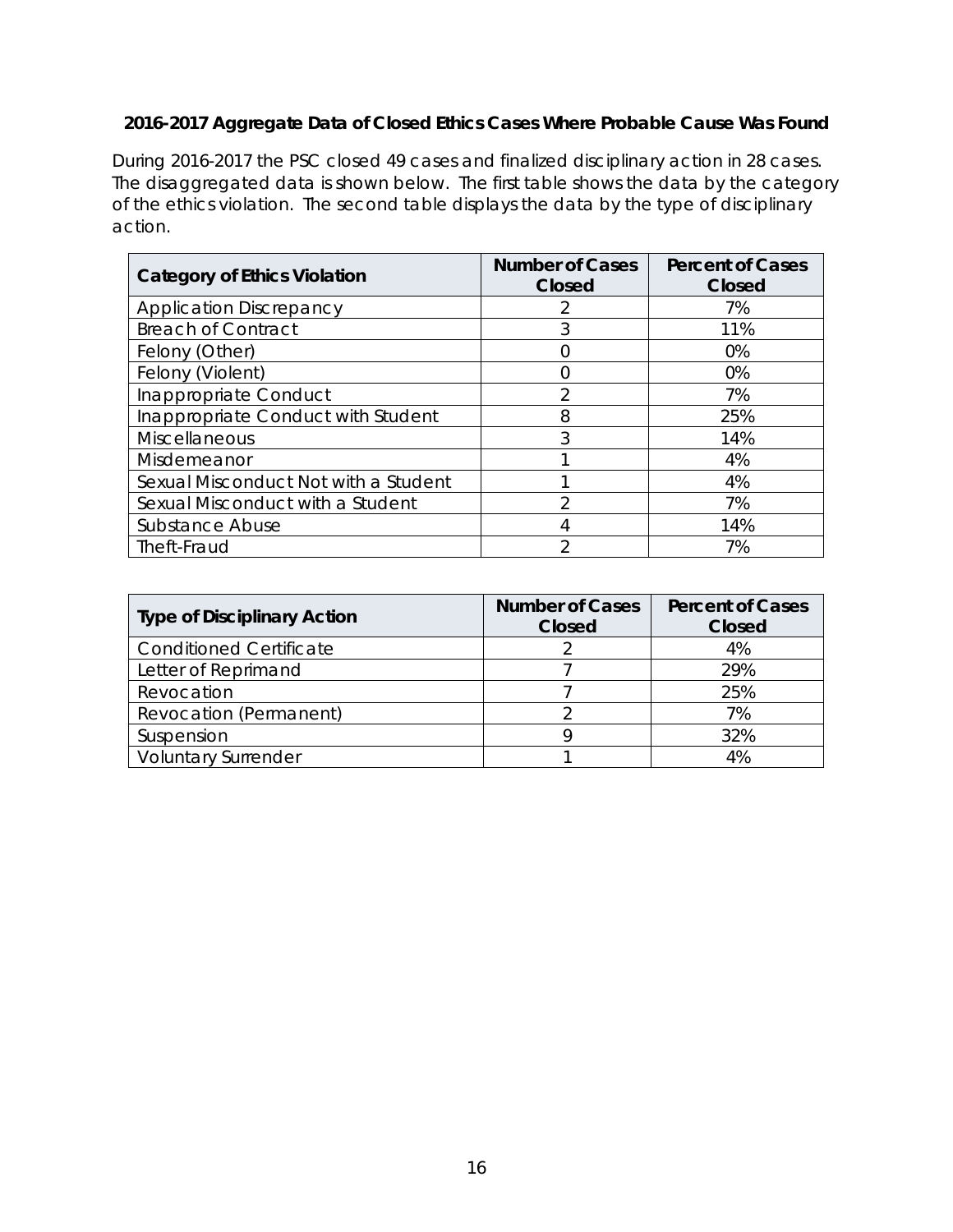**2016-2017 Aggregate Data of Closed Ethics Cases Where Probable Cause Was Found**

During 2016-2017 the PSC closed 49 cases and finalized disciplinary action in 28 cases. The disaggregated data is shown below. The first table shows the data by the category of the ethics violation. The second table displays the data by the type of disciplinary action.

| Category of Ethics Violation | Number of Cases Closed | Percent of Cases Closed |
|---|---|---|
| Application Discrepancy | 2 | 7% |
| Breach of Contract | 3 | 11% |
| Felony (Other) | 0 | 0% |
| Felony (Violent) | 0 | 0% |
| Inappropriate Conduct | 2 | 7% |
| Inappropriate Conduct with Student | 8 | 25% |
| Miscellaneous | 3 | 14% |
| Misdemeanor | 1 | 4% |
| Sexual Misconduct Not with a Student | 1 | 4% |
| Sexual Misconduct with a Student | 2 | 7% |
| Substance Abuse | 4 | 14% |
| Theft-Fraud | 2 | 7% |

| Type of Disciplinary Action | Number of Cases Closed | Percent of Cases Closed |
|---|---|---|
| Conditioned Certificate | 2 | 4% |
| Letter of Reprimand | 7 | 29% |
| Revocation | 7 | 25% |
| Revocation (Permanent) | 2 | 7% |
| Suspension | 9 | 32% |
| Voluntary Surrender | 1 | 4% |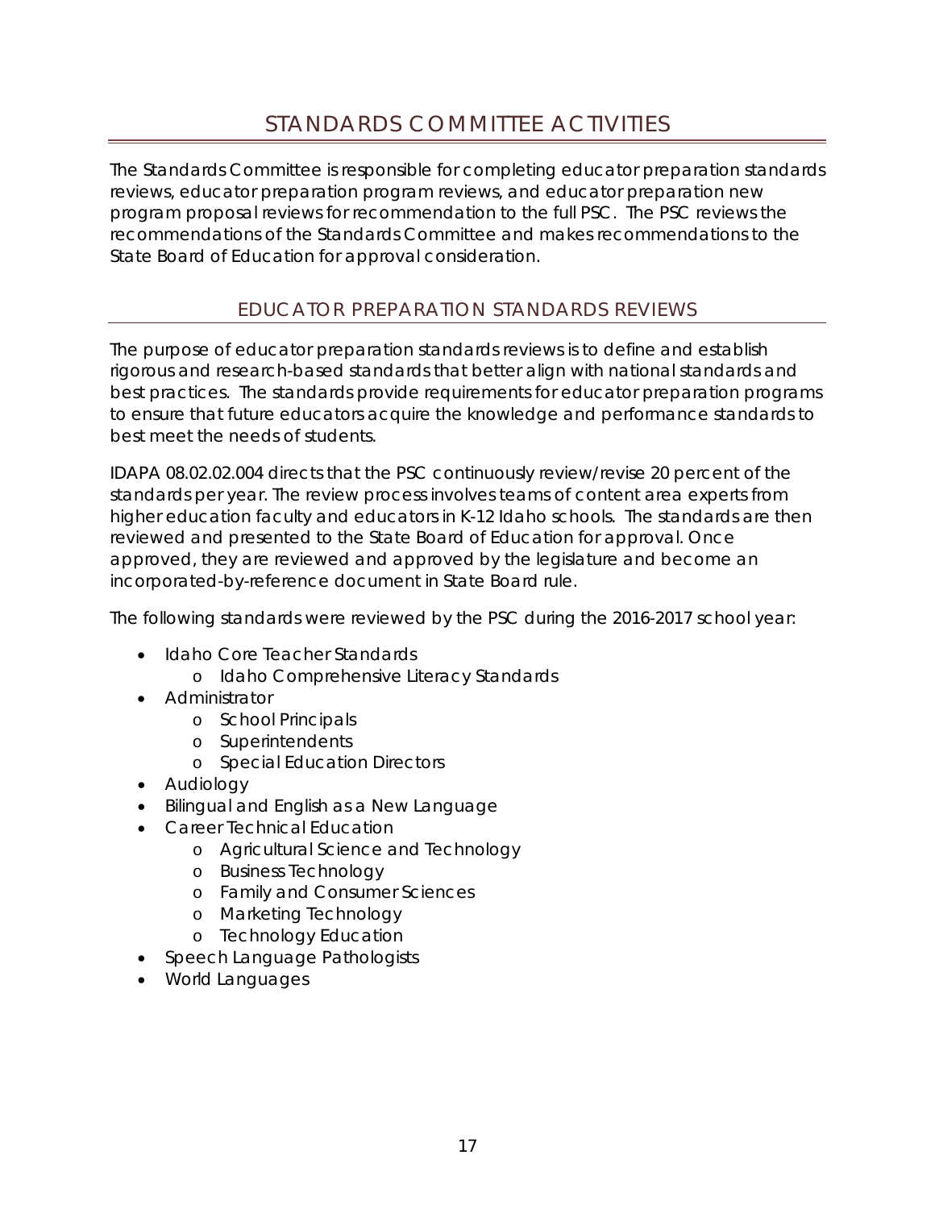# STANDARDS COMMITTEE ACTIVITIES

The Standards Committee is responsible for completing educator preparation standards reviews, educator preparation program reviews, and educator preparation new program proposal reviews for recommendation to the full PSC. The PSC reviews the recommendations of the Standards Committee and makes recommendations to the State Board of Education for approval consideration.

## EDUCATOR PREPARATION STANDARDS REVIEWS

The purpose of educator preparation standards reviews is to define and establish rigorous and research-based standards that better align with national standards and best practices. The standards provide requirements for educator preparation programs to ensure that future educators acquire the knowledge and performance standards to best meet the needs of students.

IDAPA 08.02.02.004 directs that the PSC continuously review/revise 20 percent of the standards per year. The review process involves teams of content area experts from higher education faculty and educators in K-12 Idaho schools. The standards are then reviewed and presented to the State Board of Education for approval. Once approved, they are reviewed and approved by the legislature and become an incorporated-by-reference document in State Board rule.

The following standards were reviewed by the PSC during the 2016-2017 school year:

- Idaho Core Teacher Standards
  - Idaho Comprehensive Literacy Standards
- Administrator
  - School Principals
  - Superintendents
  - Special Education Directors
- Audiology
- Bilingual and English as a New Language
- Career Technical Education
  - Agricultural Science and Technology
  - Business Technology
  - Family and Consumer Sciences
  - Marketing Technology
  - Technology Education
- Speech Language Pathologists
- World Languages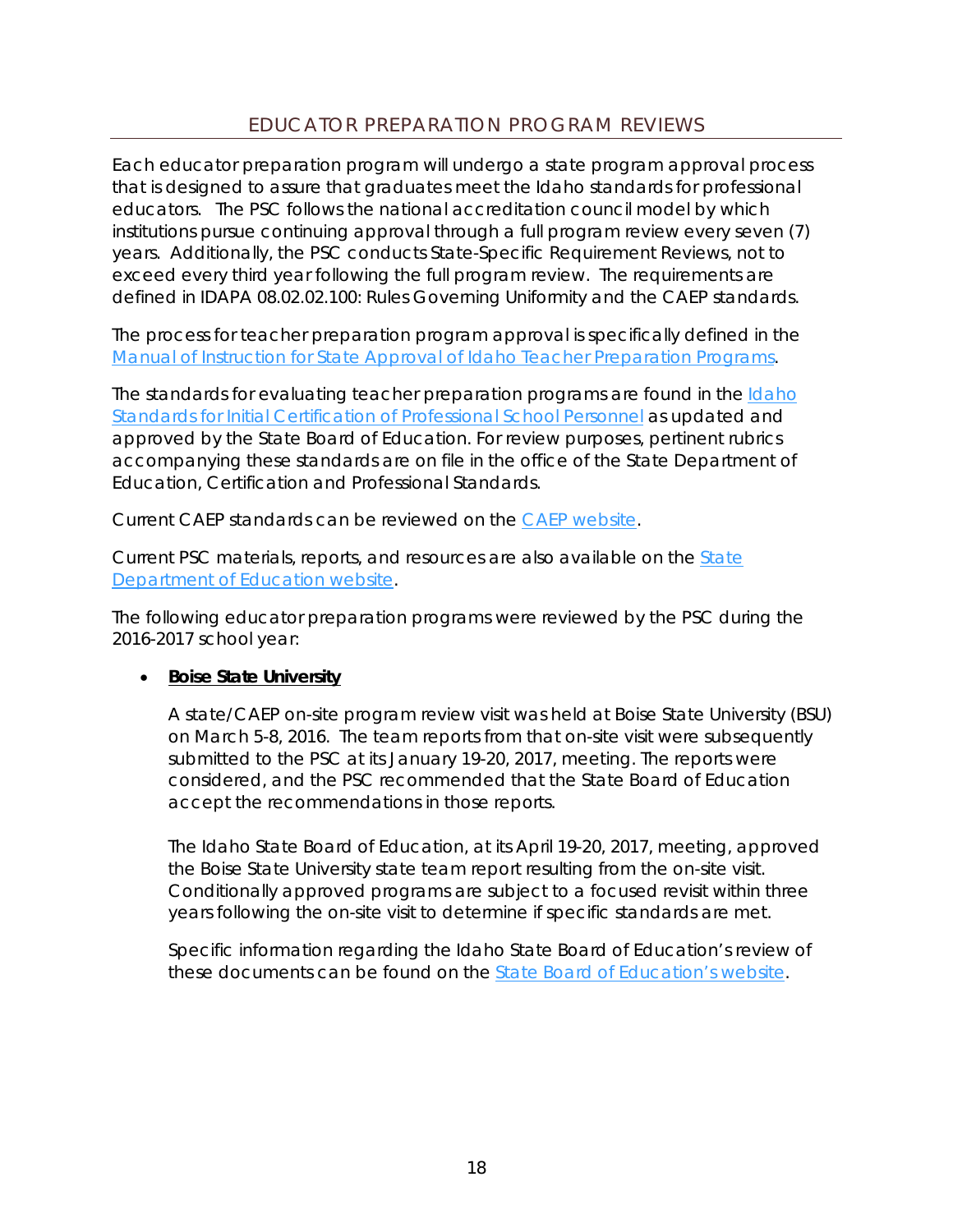## EDUCATOR PREPARATION PROGRAM REVIEWS

Each educator preparation program will undergo a state program approval process that is designed to assure that graduates meet the Idaho standards for professional educators. The PSC follows the national accreditation council model by which institutions pursue continuing approval through a full program review every seven (7) years. Additionally, the PSC conducts State-Specific Requirement Reviews, not to exceed every third year following the full program review. The requirements are defined in IDAPA 08.02.02.100: Rules Governing Uniformity and the CAEP standards.

The process for teacher preparation program approval is specifically defined in the Manual of Instruction for State Approval of Idaho Teacher Preparation Programs.

The standards for evaluating teacher preparation programs are found in the Idaho Standards for Initial Certification of Professional School Personnel as updated and approved by the State Board of Education. For review purposes, pertinent rubrics accompanying these standards are on file in the office of the State Department of Education, Certification and Professional Standards.

Current CAEP standards can be reviewed on the CAEP website.

Current PSC materials, reports, and resources are also available on the State Department of Education website.

The following educator preparation programs were reviewed by the PSC during the 2016-2017 school year:

- **Boise State University**

  A state/CAEP on-site program review visit was held at Boise State University (BSU) on March 5-8, 2016. The team reports from that on-site visit were subsequently submitted to the PSC at its January 19-20, 2017, meeting. The reports were considered, and the PSC recommended that the State Board of Education accept the recommendations in those reports.

  The Idaho State Board of Education, at its April 19-20, 2017, meeting, approved the Boise State University state team report resulting from the on-site visit. Conditionally approved programs are subject to a focused revisit within three years following the on-site visit to determine if specific standards are met.

  Specific information regarding the Idaho State Board of Education's review of these documents can be found on the State Board of Education's website.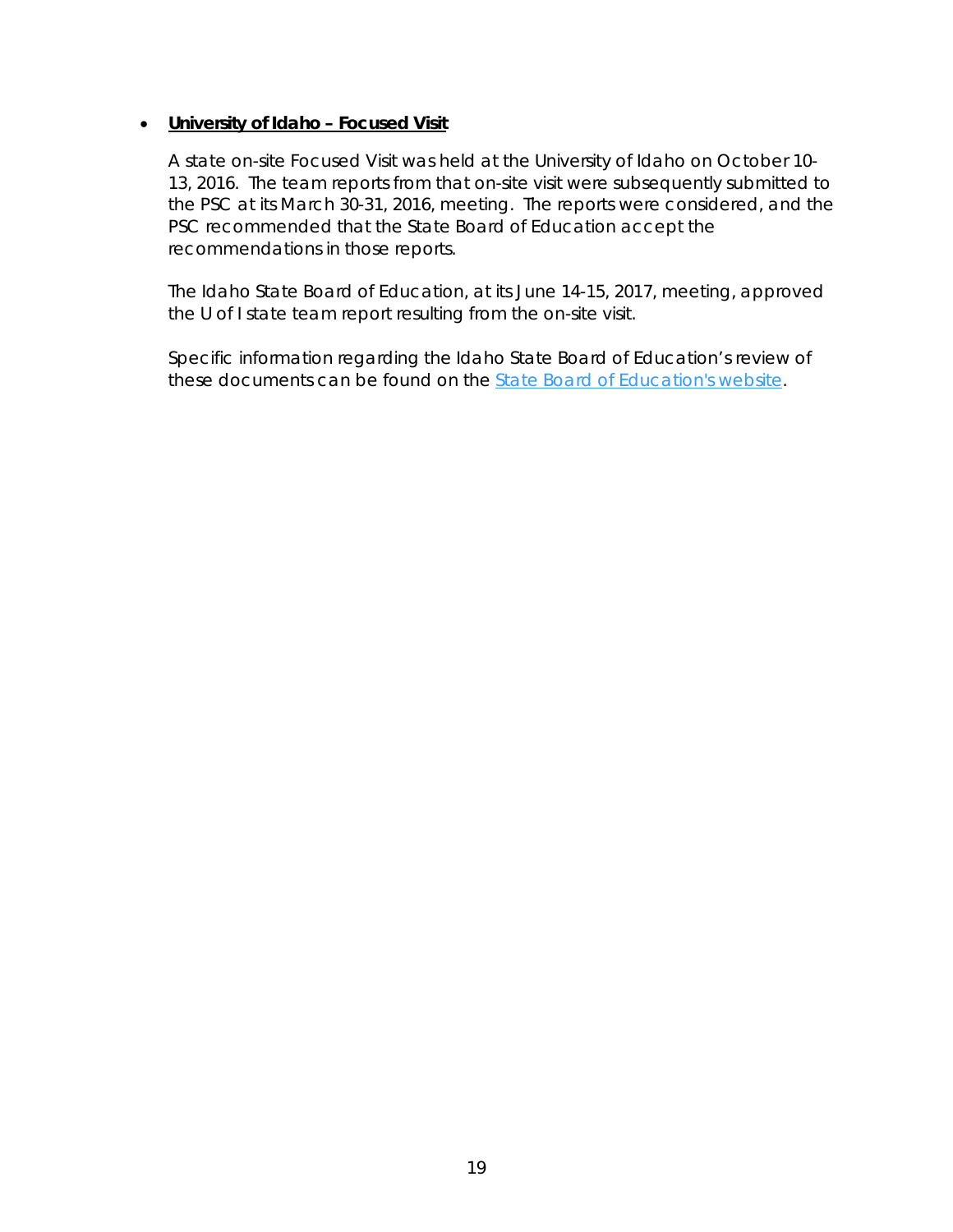- **University of Idaho – Focused Visit**

  A state on-site Focused Visit was held at the University of Idaho on October 10-13, 2016. The team reports from that on-site visit were subsequently submitted to the PSC at its March 30-31, 2016, meeting. The reports were considered, and the PSC recommended that the State Board of Education accept the recommendations in those reports.

  The Idaho State Board of Education, at its June 14-15, 2017, meeting, approved the U of I state team report resulting from the on-site visit.

  Specific information regarding the Idaho State Board of Education's review of these documents can be found on the State Board of Education's website.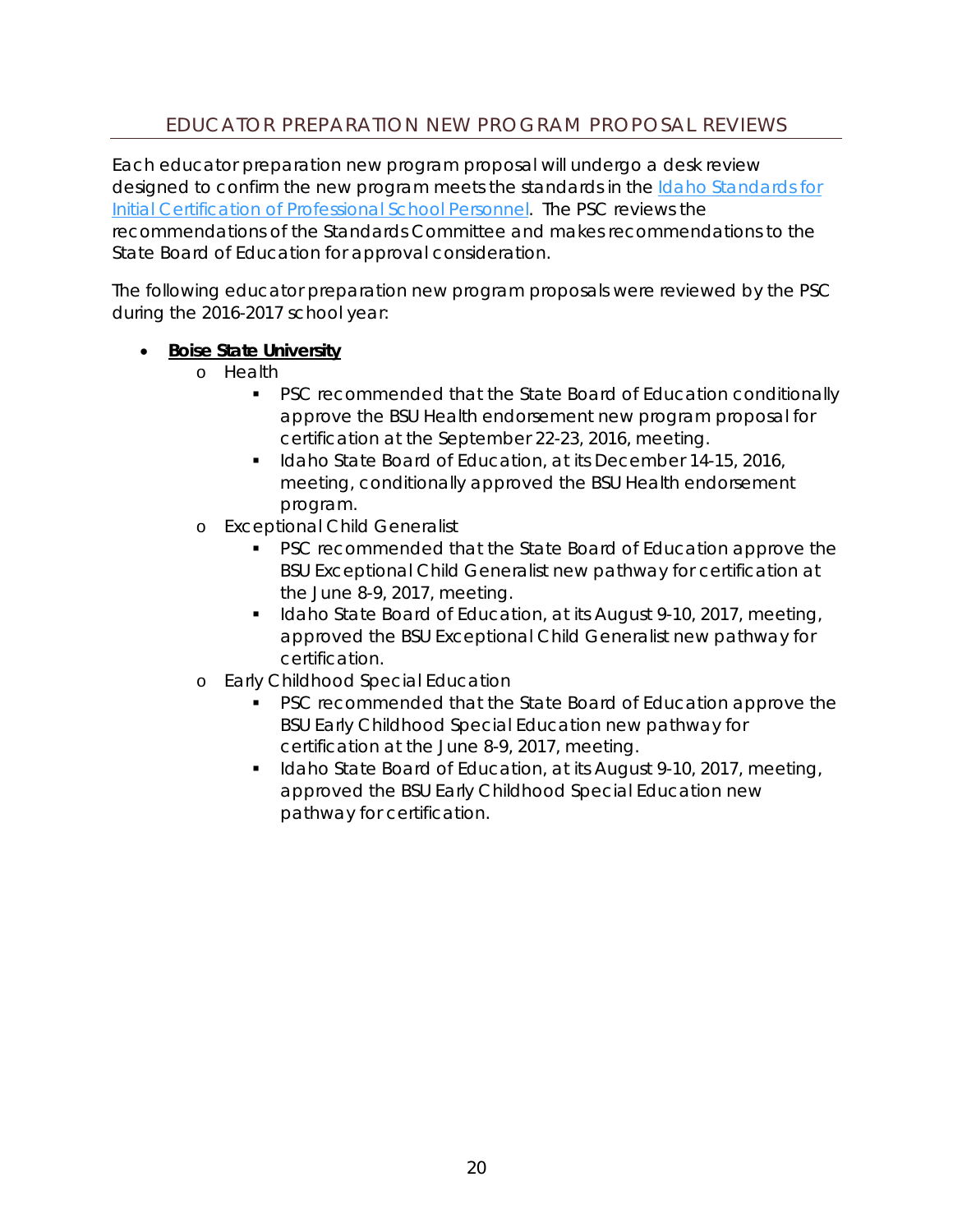## EDUCATOR PREPARATION NEW PROGRAM PROPOSAL REVIEWS

Each educator preparation new program proposal will undergo a desk review designed to confirm the new program meets the standards in the [Idaho Standards for Initial Certification of Professional School Personnel](). The PSC reviews the recommendations of the Standards Committee and makes recommendations to the State Board of Education for approval consideration.

The following educator preparation new program proposals were reviewed by the PSC during the 2016-2017 school year:

- **Boise State University**
  - Health
    - PSC recommended that the State Board of Education conditionally approve the BSU Health endorsement new program proposal for certification at the September 22-23, 2016, meeting.
    - Idaho State Board of Education, at its December 14-15, 2016, meeting, conditionally approved the BSU Health endorsement program.
  - Exceptional Child Generalist
    - PSC recommended that the State Board of Education approve the BSU Exceptional Child Generalist new pathway for certification at the June 8-9, 2017, meeting.
    - Idaho State Board of Education, at its August 9-10, 2017, meeting, approved the BSU Exceptional Child Generalist new pathway for certification.
  - Early Childhood Special Education
    - PSC recommended that the State Board of Education approve the BSU Early Childhood Special Education new pathway for certification at the June 8-9, 2017, meeting.
    - Idaho State Board of Education, at its August 9-10, 2017, meeting, approved the BSU Early Childhood Special Education new pathway for certification.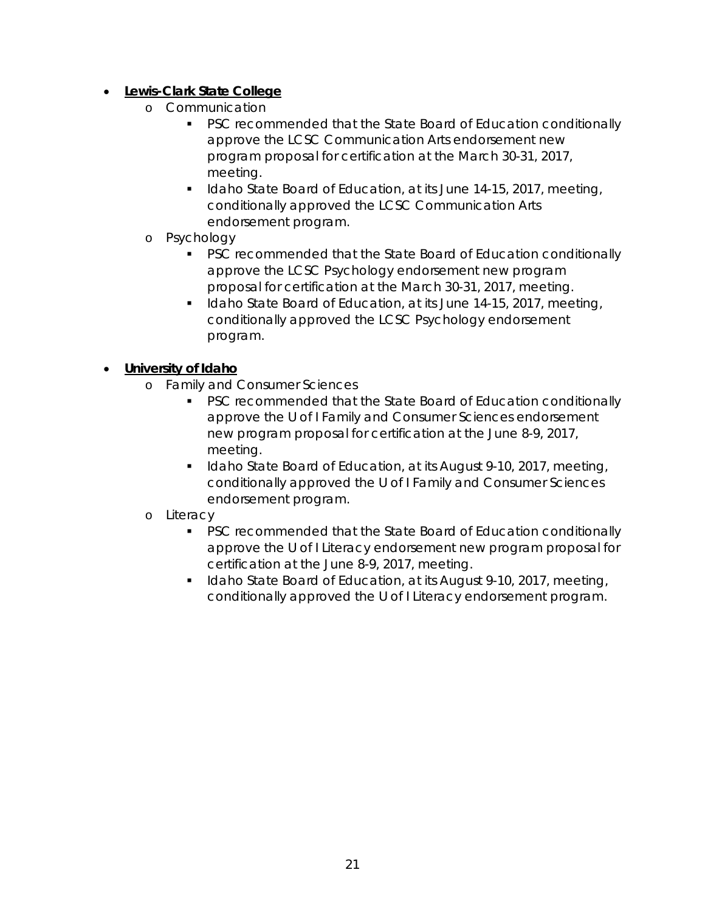- **Lewis-Clark State College**
  - Communication
    - PSC recommended that the State Board of Education conditionally approve the LCSC Communication Arts endorsement new program proposal for certification at the March 30-31, 2017, meeting.
    - Idaho State Board of Education, at its June 14-15, 2017, meeting, conditionally approved the LCSC Communication Arts endorsement program.
  - Psychology
    - PSC recommended that the State Board of Education conditionally approve the LCSC Psychology endorsement new program proposal for certification at the March 30-31, 2017, meeting.
    - Idaho State Board of Education, at its June 14-15, 2017, meeting, conditionally approved the LCSC Psychology endorsement program.

- **University of Idaho**
  - Family and Consumer Sciences
    - PSC recommended that the State Board of Education conditionally approve the U of I Family and Consumer Sciences endorsement new program proposal for certification at the June 8-9, 2017, meeting.
    - Idaho State Board of Education, at its August 9-10, 2017, meeting, conditionally approved the U of I Family and Consumer Sciences endorsement program.
  - Literacy
    - PSC recommended that the State Board of Education conditionally approve the U of I Literacy endorsement new program proposal for certification at the June 8-9, 2017, meeting.
    - Idaho State Board of Education, at its August 9-10, 2017, meeting, conditionally approved the U of I Literacy endorsement program.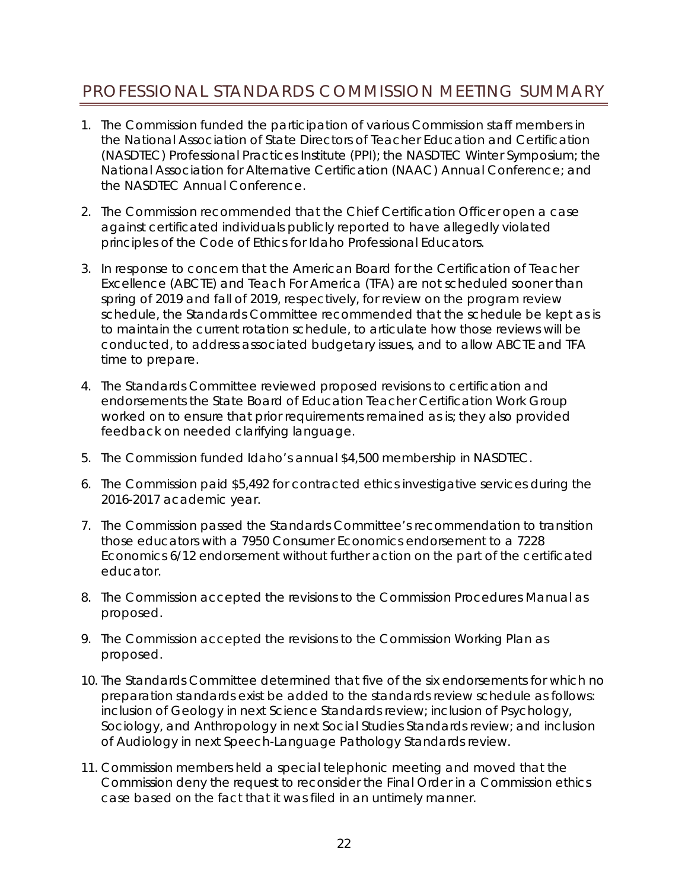## PROFESSIONAL STANDARDS COMMISSION MEETING SUMMARY

1. The Commission funded the participation of various Commission staff members in the National Association of State Directors of Teacher Education and Certification (NASDTEC) Professional Practices Institute (PPI); the NASDTEC Winter Symposium; the National Association for Alternative Certification (NAAC) Annual Conference; and the NASDTEC Annual Conference.

2. The Commission recommended that the Chief Certification Officer open a case against certificated individuals publicly reported to have allegedly violated principles of the Code of Ethics for Idaho Professional Educators.

3. In response to concern that the American Board for the Certification of Teacher Excellence (ABCTE) and Teach For America (TFA) are not scheduled sooner than spring of 2019 and fall of 2019, respectively, for review on the program review schedule, the Standards Committee recommended that the schedule be kept as is to maintain the current rotation schedule, to articulate how those reviews will be conducted, to address associated budgetary issues, and to allow ABCTE and TFA time to prepare.

4. The Standards Committee reviewed proposed revisions to certification and endorsements the State Board of Education Teacher Certification Work Group worked on to ensure that prior requirements remained as is; they also provided feedback on needed clarifying language.

5. The Commission funded Idaho's annual $4,500 membership in NASDTEC.

6. The Commission paid $5,492 for contracted ethics investigative services during the 2016-2017 academic year.

7. The Commission passed the Standards Committee's recommendation to transition those educators with a 7950 Consumer Economics endorsement to a 7228 Economics 6/12 endorsement without further action on the part of the certificated educator.

8. The Commission accepted the revisions to the Commission Procedures Manual as proposed.

9. The Commission accepted the revisions to the Commission Working Plan as proposed.

10. The Standards Committee determined that five of the six endorsements for which no preparation standards exist be added to the standards review schedule as follows: inclusion of Geology in next Science Standards review; inclusion of Psychology, Sociology, and Anthropology in next Social Studies Standards review; and inclusion of Audiology in next Speech-Language Pathology Standards review.

11. Commission members held a special telephonic meeting and moved that the Commission deny the request to reconsider the Final Order in a Commission ethics case based on the fact that it was filed in an untimely manner.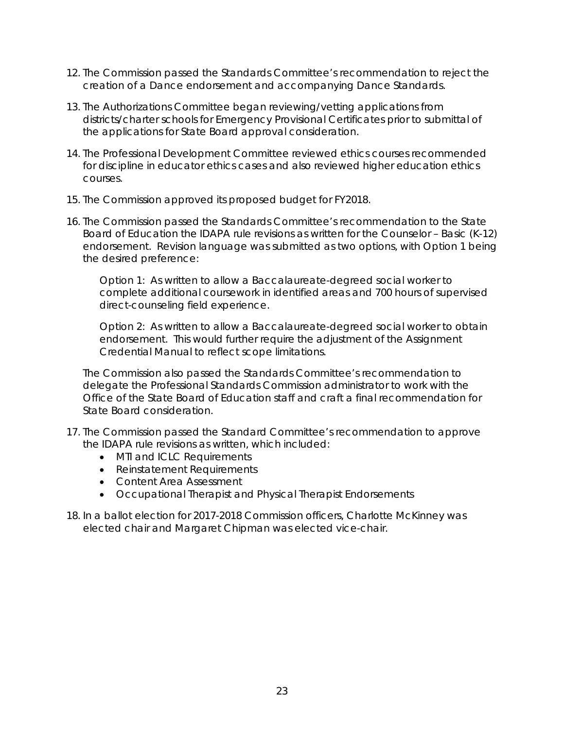12. The Commission passed the Standards Committee's recommendation to reject the creation of a Dance endorsement and accompanying Dance Standards.

13. The Authorizations Committee began reviewing/vetting applications from districts/charter schools for Emergency Provisional Certificates prior to submittal of the applications for State Board approval consideration.

14. The Professional Development Committee reviewed ethics courses recommended for discipline in educator ethics cases and also reviewed higher education ethics courses.

15. The Commission approved its proposed budget for FY2018.

16. The Commission passed the Standards Committee's recommendation to the State Board of Education the IDAPA rule revisions as written for the Counselor – Basic (K-12) endorsement. Revision language was submitted as two options, with Option 1 being the desired preference:

    Option 1: As written to allow a Baccalaureate-degreed social worker to complete additional coursework in identified areas and 700 hours of supervised direct-counseling field experience.

    Option 2: As written to allow a Baccalaureate-degreed social worker to obtain endorsement. This would further require the adjustment of the Assignment Credential Manual to reflect scope limitations.

    The Commission also passed the Standards Committee's recommendation to delegate the Professional Standards Commission administrator to work with the Office of the State Board of Education staff and craft a final recommendation for State Board consideration.

17. The Commission passed the Standard Committee's recommendation to approve the IDAPA rule revisions as written, which included:
    - MTI and ICLC Requirements
    - Reinstatement Requirements
    - Content Area Assessment
    - Occupational Therapist and Physical Therapist Endorsements

18. In a ballot election for 2017-2018 Commission officers, Charlotte McKinney was elected chair and Margaret Chipman was elected vice-chair.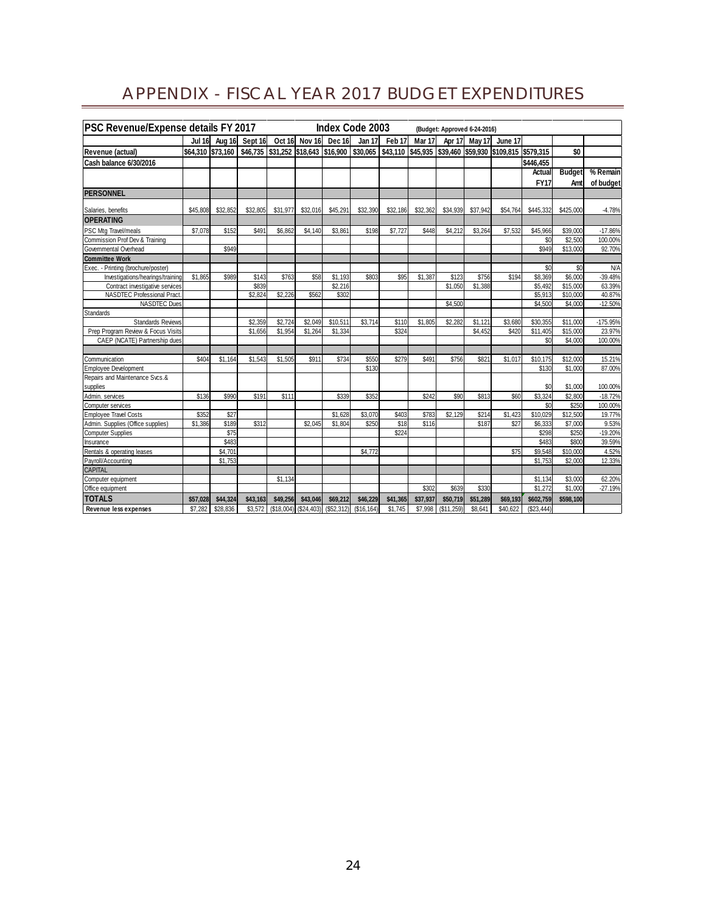# APPENDIX - FISCAL YEAR 2017 BUDGET EXPENDITURES

| PSC Revenue/Expense details FY 2017 | | | | | | Index Code 2003 | | | (Budget: Approved 6-24-2016) | | | | | |
|---|---|---|---|---|---|---|---|---|---|---|---|---|---|---|
| | Jul 16 | Aug 16 | Sept 16 | Oct 16 | Nov 16 | Dec 16 | Jan 17 | Feb 17 | Mar 17 | Apr 17 | May 17 | June 17 | | | |
| **Revenue (actual)** | $64,310 | $73,160 | $46,735 | $31,252 | $18,643 | $16,900 | $30,065 | $43,110 | $45,935 | $39,460 | $59,930 | $109,815 | $579,315 | $0 | |
| **Cash balance 6/30/2016** | | | | | | | | | | | | | $446,455 | | |
| | | | | | | | | | | | | | Actual FY17 | Budget Amt | % Remain of budget |
| **PERSONNEL** | | | | | | | | | | | | | | | |
| Salaries, benefits | $45,808 | $32,852 | $32,805 | $31,977 | $32,016 | $45,291 | $32,390 | $32,186 | $32,362 | $34,939 | $37,942 | $54,764 | $445,332 | $425,000 | -4.78% |
| **OPERATING** | | | | | | | | | | | | | | | |
| PSC Mtg Travel/meals | $7,078 | $152 | $491 | $6,862 | $4,140 | $3,861 | $198 | $7,727 | $448 | $4,212 | $3,264 | $7,532 | $45,966 | $39,000 | -17.86% |
| Commission Prof Dev & Training | | | | | | | | | | | | | $0 | $2,500 | 100.00% |
| Governmental Overhead | | $949 | | | | | | | | | | | $949 | $13,000 | 92.70% |
| **Committee Work** | | | | | | | | | | | | | | | |
| Exec. - Printing (brochure/poster) | | | | | | | | | | | | | $0 | $0 | N/A |
| Investigations/hearings/training | $1,865 | $989 | $143 | $763 | $58 | $1,193 | $803 | $95 | $1,387 | $123 | $756 | $194 | $8,369 | $6,000 | -39.48% |
| Contract investigative services | | | $839 | | | $2,216 | | | | $1,050 | $1,388 | | $5,492 | $15,000 | 63.39% |
| NASDTEC Professional Pract. | | | $2,824 | $2,226 | $562 | $302 | | | | | | | $5,913 | $10,000 | 40.87% |
| NASDTEC Dues | | | | | | | | | | $4,500 | | | $4,500 | $4,000 | -12.50% |
| Standards | | | | | | | | | | | | | | | |
| Standards Reviews | | | $2,359 | $2,724 | $2,049 | $10,511 | $3,714 | $110 | $1,805 | $2,282 | $1,121 | $3,680 | $30,355 | $11,000 | -175.95% |
| Prep Program Review & Focus Visits | | | $1,656 | $1,954 | $1,264 | $1,334 | | $324 | | | $4,452 | $420 | $11,405 | $15,000 | 23.97% |
| CAEP (NCATE) Partnership dues | | | | | | | | | | | | | $0 | $4,000 | 100.00% |
| | | | | | | | | | | | | | | | |
| Communication | $404 | $1,164 | $1,543 | $1,505 | $911 | $734 | $550 | $279 | $491 | $756 | $821 | $1,017 | $10,175 | $12,000 | 15.21% |
| Employee Development | | | | | | | $130 | | | | | | $130 | $1,000 | 87.00% |
| Repairs and Maintenance Svcs.& supplies | | | | | | | | | | | | | $0 | $1,000 | 100.00% |
| Admin. services | $136 | $990 | $191 | $111 | | $339 | $352 | | $242 | $90 | $813 | $60 | $3,324 | $2,800 | -18.72% |
| Computer services | | | | | | | | | | | | | $0 | $250 | 100.00% |
| Employee Travel Costs | $352 | $27 | | | | $1,628 | $3,070 | $403 | $783 | $2,129 | $214 | $1,423 | $10,029 | $12,500 | 19.77% |
| Admin. Supplies (Office supplies) | $1,386 | $189 | $312 | | $2,045 | $1,804 | $250 | $18 | $116 | | $187 | $27 | $6,333 | $7,000 | 9.53% |
| Computer Supplies | | $75 | | | | | | $224 | | | | | $298 | $250 | -19.20% |
| Insurance | | $483 | | | | | | | | | | | $483 | $800 | 39.59% |
| Rentals & operating leases | | $4,701 | | | | | $4,772 | | | | | $75 | $9,548 | $10,000 | 4.52% |
| Payroll/Accounting | | $1,753 | | | | | | | | | | | $1,753 | $2,000 | 12.33% |
| CAPITAL | | | | | | | | | | | | | | | |
| Computer equipment | | | | $1,134 | | | | | | | | | $1,134 | $3,000 | 62.20% |
| Office equipment | | | | | | | | | $302 | $639 | $330 | | $1,272 | $1,000 | -27.19% |
| **TOTALS** | $57,028 | $44,324 | $43,163 | $49,256 | $43,046 | $69,212 | $46,229 | $41,365 | $37,937 | $50,719 | $51,289 | $69,193 | $602,759 | $598,100 | |
| **Revenue less expenses** | $7,282 | $28,836 | $3,572 | ($18,004) | ($24,403) | ($52,312) | ($16,164) | $1,745 | $7,998 | ($11,259) | $8,641 | $40,622 | ($23,444) | | |